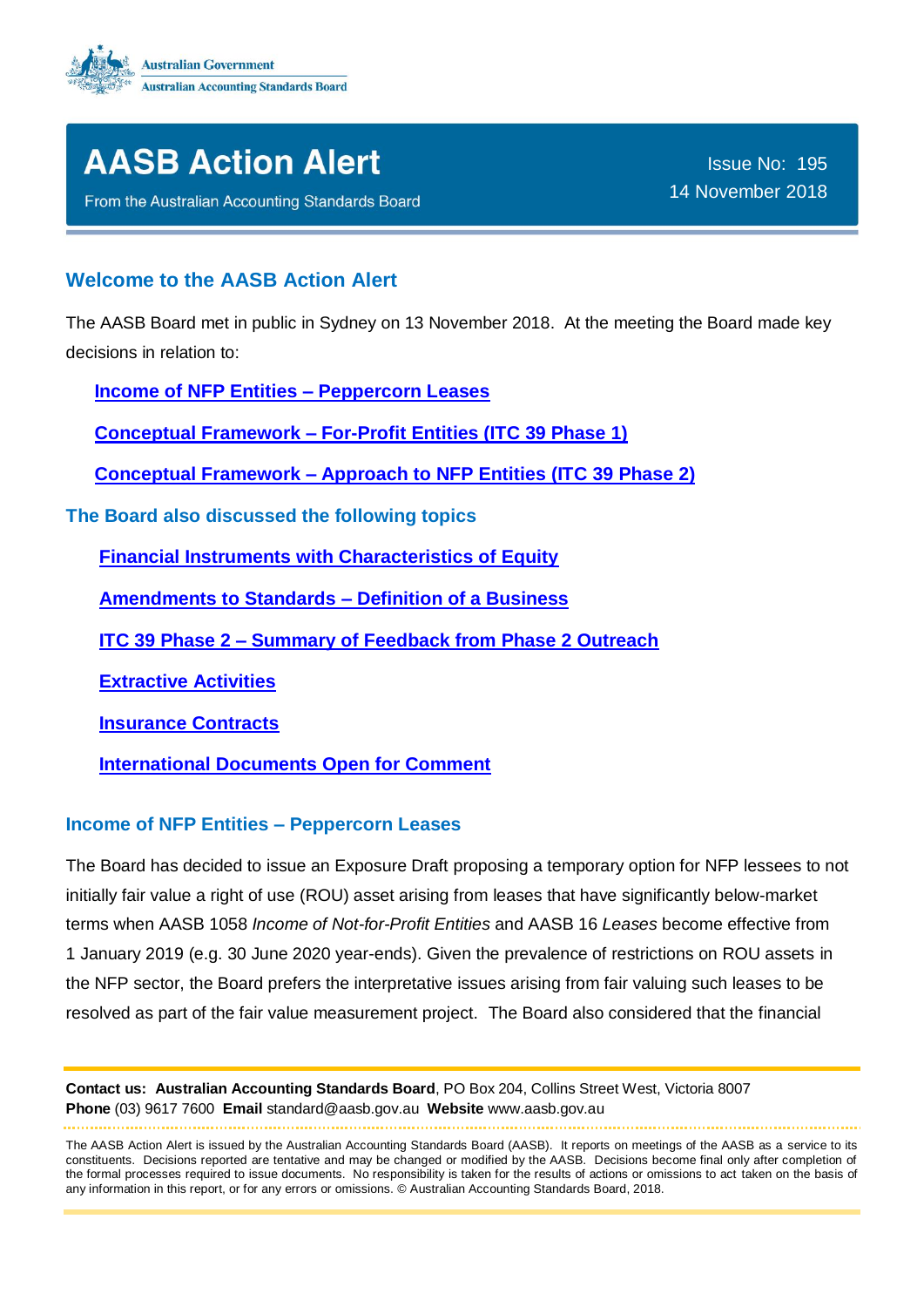Australian Government
Australian Accounting Standards Board

# AASB Action Alert

From the Australian Accounting Standards Board

Issue No: 195
14 November 2018

## Welcome to the AASB Action Alert

The AASB Board met in public in Sydney on 13 November 2018. At the meeting the Board made key decisions in relation to:

- Income of NFP Entities – Peppercorn Leases
- Conceptual Framework – For-Profit Entities (ITC 39 Phase 1)
- Conceptual Framework – Approach to NFP Entities (ITC 39 Phase 2)

## The Board also discussed the following topics

- Financial Instruments with Characteristics of Equity
- Amendments to Standards – Definition of a Business
- ITC 39 Phase 2 – Summary of Feedback from Phase 2 Outreach
- Extractive Activities
- Insurance Contracts
- International Documents Open for Comment

## Income of NFP Entities – Peppercorn Leases

The Board has decided to issue an Exposure Draft proposing a temporary option for NFP lessees to not initially fair value a right of use (ROU) asset arising from leases that have significantly below-market terms when AASB 1058 *Income of Not-for-Profit Entities* and AASB 16 *Leases* become effective from 1 January 2019 (e.g. 30 June 2020 year-ends). Given the prevalence of restrictions on ROU assets in the NFP sector, the Board prefers the interpretative issues arising from fair valuing such leases to be resolved as part of the fair value measurement project. The Board also considered that the financial

**Contact us: Australian Accounting Standards Board**, PO Box 204, Collins Street West, Victoria 8007
**Phone** (03) 9617 7600 **Email** standard@aasb.gov.au **Website** www.aasb.gov.au

The AASB Action Alert is issued by the Australian Accounting Standards Board (AASB). It reports on meetings of the AASB as a service to its constituents. Decisions reported are tentative and may be changed or modified by the AASB. Decisions become final only after completion of the formal processes required to issue documents. No responsibility is taken for the results of actions or omissions to act taken on the basis of any information in this report, or for any errors or omissions. © Australian Accounting Standards Board, 2018.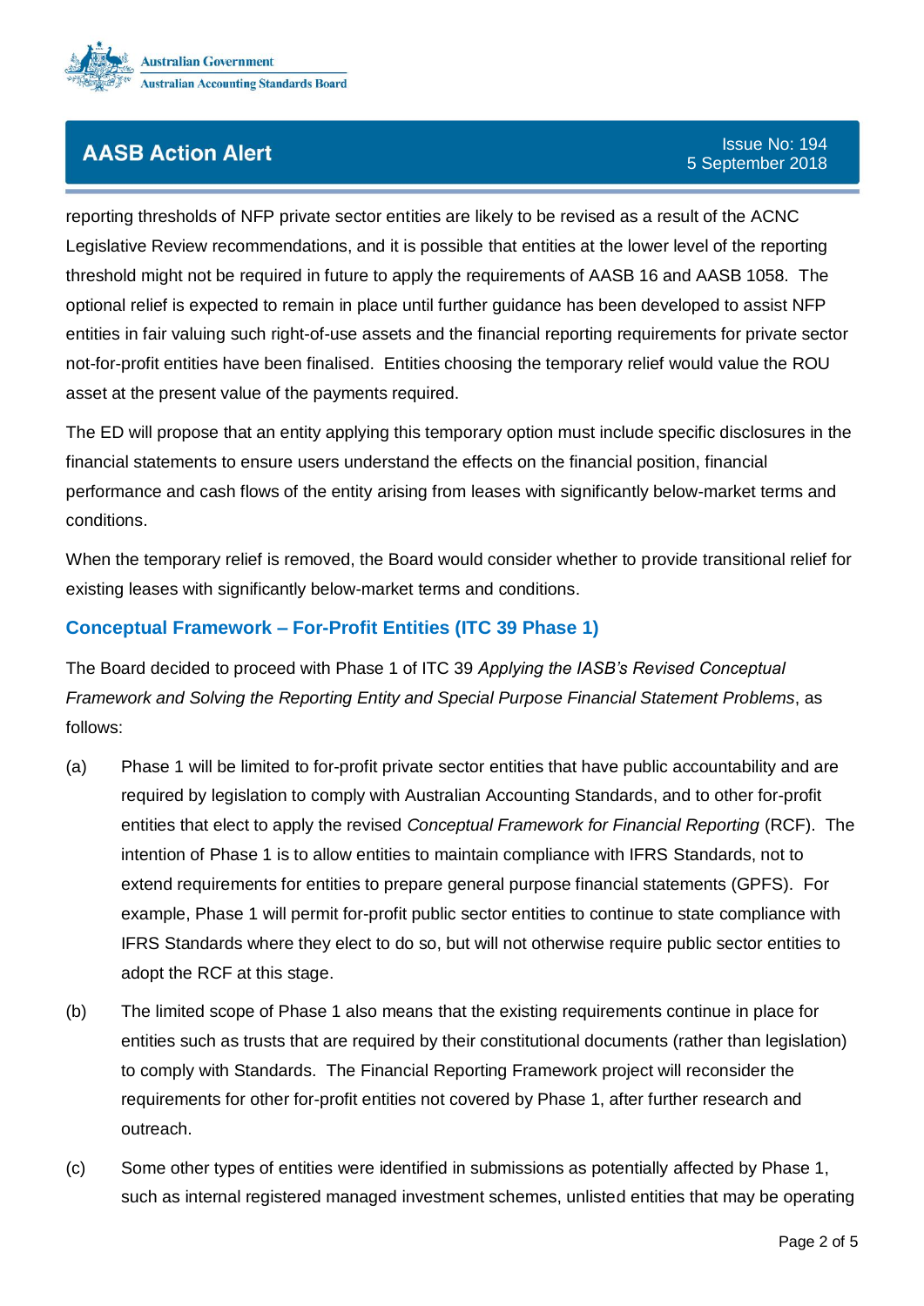reporting thresholds of NFP private sector entities are likely to be revised as a result of the ACNC Legislative Review recommendations, and it is possible that entities at the lower level of the reporting threshold might not be required in future to apply the requirements of AASB 16 and AASB 1058. The optional relief is expected to remain in place until further guidance has been developed to assist NFP entities in fair valuing such right-of-use assets and the financial reporting requirements for private sector not-for-profit entities have been finalised. Entities choosing the temporary relief would value the ROU asset at the present value of the payments required.

The ED will propose that an entity applying this temporary option must include specific disclosures in the financial statements to ensure users understand the effects on the financial position, financial performance and cash flows of the entity arising from leases with significantly below-market terms and conditions.

When the temporary relief is removed, the Board would consider whether to provide transitional relief for existing leases with significantly below-market terms and conditions.

### Conceptual Framework – For-Profit Entities (ITC 39 Phase 1)

The Board decided to proceed with Phase 1 of ITC 39 *Applying the IASB's Revised Conceptual Framework and Solving the Reporting Entity and Special Purpose Financial Statement Problems*, as follows:

(a) Phase 1 will be limited to for-profit private sector entities that have public accountability and are required by legislation to comply with Australian Accounting Standards, and to other for-profit entities that elect to apply the revised *Conceptual Framework for Financial Reporting* (RCF). The intention of Phase 1 is to allow entities to maintain compliance with IFRS Standards, not to extend requirements for entities to prepare general purpose financial statements (GPFS). For example, Phase 1 will permit for-profit public sector entities to continue to state compliance with IFRS Standards where they elect to do so, but will not otherwise require public sector entities to adopt the RCF at this stage.

(b) The limited scope of Phase 1 also means that the existing requirements continue in place for entities such as trusts that are required by their constitutional documents (rather than legislation) to comply with Standards. The Financial Reporting Framework project will reconsider the requirements for other for-profit entities not covered by Phase 1, after further research and outreach.

(c) Some other types of entities were identified in submissions as potentially affected by Phase 1, such as internal registered managed investment schemes, unlisted entities that may be operating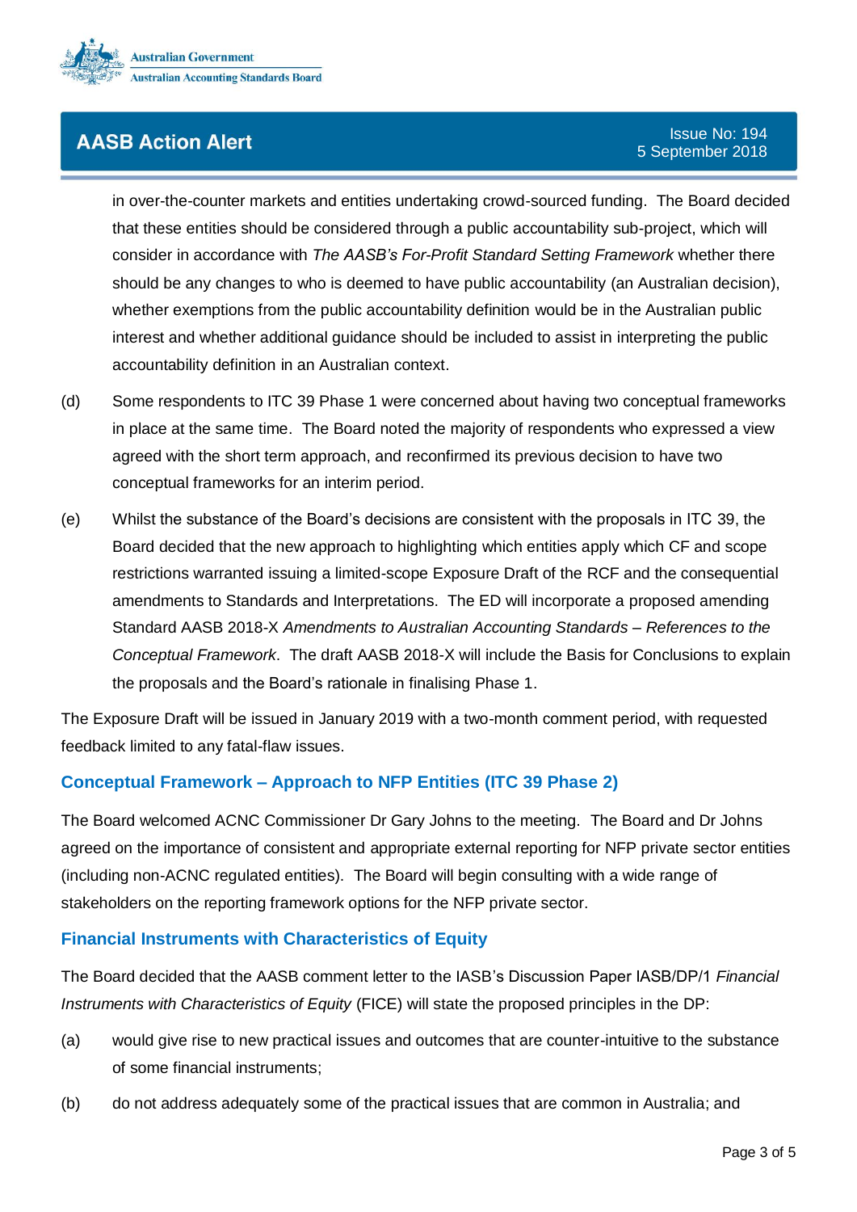in over-the-counter markets and entities undertaking crowd-sourced funding. The Board decided that these entities should be considered through a public accountability sub-project, which will consider in accordance with *The AASB's For-Profit Standard Setting Framework* whether there should be any changes to who is deemed to have public accountability (an Australian decision), whether exemptions from the public accountability definition would be in the Australian public interest and whether additional guidance should be included to assist in interpreting the public accountability definition in an Australian context.

(d) Some respondents to ITC 39 Phase 1 were concerned about having two conceptual frameworks in place at the same time. The Board noted the majority of respondents who expressed a view agreed with the short term approach, and reconfirmed its previous decision to have two conceptual frameworks for an interim period.

(e) Whilst the substance of the Board's decisions are consistent with the proposals in ITC 39, the Board decided that the new approach to highlighting which entities apply which CF and scope restrictions warranted issuing a limited-scope Exposure Draft of the RCF and the consequential amendments to Standards and Interpretations. The ED will incorporate a proposed amending Standard AASB 2018-X *Amendments to Australian Accounting Standards – References to the Conceptual Framework*. The draft AASB 2018-X will include the Basis for Conclusions to explain the proposals and the Board's rationale in finalising Phase 1.

The Exposure Draft will be issued in January 2019 with a two-month comment period, with requested feedback limited to any fatal-flaw issues.

## Conceptual Framework – Approach to NFP Entities (ITC 39 Phase 2)

The Board welcomed ACNC Commissioner Dr Gary Johns to the meeting. The Board and Dr Johns agreed on the importance of consistent and appropriate external reporting for NFP private sector entities (including non-ACNC regulated entities). The Board will begin consulting with a wide range of stakeholders on the reporting framework options for the NFP private sector.

## Financial Instruments with Characteristics of Equity

The Board decided that the AASB comment letter to the IASB's Discussion Paper IASB/DP/1 *Financial Instruments with Characteristics of Equity* (FICE) will state the proposed principles in the DP:

(a) would give rise to new practical issues and outcomes that are counter-intuitive to the substance of some financial instruments;

(b) do not address adequately some of the practical issues that are common in Australia; and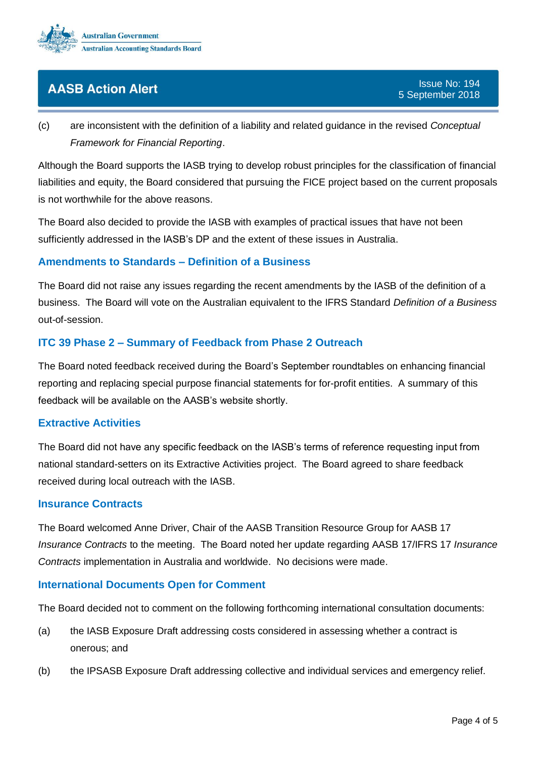(c) are inconsistent with the definition of a liability and related guidance in the revised *Conceptual Framework for Financial Reporting*.

Although the Board supports the IASB trying to develop robust principles for the classification of financial liabilities and equity, the Board considered that pursuing the FICE project based on the current proposals is not worthwhile for the above reasons.

The Board also decided to provide the IASB with examples of practical issues that have not been sufficiently addressed in the IASB's DP and the extent of these issues in Australia.

## Amendments to Standards – Definition of a Business

The Board did not raise any issues regarding the recent amendments by the IASB of the definition of a business. The Board will vote on the Australian equivalent to the IFRS Standard *Definition of a Business* out-of-session.

## ITC 39 Phase 2 – Summary of Feedback from Phase 2 Outreach

The Board noted feedback received during the Board's September roundtables on enhancing financial reporting and replacing special purpose financial statements for for-profit entities. A summary of this feedback will be available on the AASB's website shortly.

## Extractive Activities

The Board did not have any specific feedback on the IASB's terms of reference requesting input from national standard-setters on its Extractive Activities project. The Board agreed to share feedback received during local outreach with the IASB.

## Insurance Contracts

The Board welcomed Anne Driver, Chair of the AASB Transition Resource Group for AASB 17 *Insurance Contracts* to the meeting. The Board noted her update regarding AASB 17/IFRS 17 *Insurance Contracts* implementation in Australia and worldwide. No decisions were made.

## International Documents Open for Comment

The Board decided not to comment on the following forthcoming international consultation documents:

(a) the IASB Exposure Draft addressing costs considered in assessing whether a contract is onerous; and

(b) the IPSASB Exposure Draft addressing collective and individual services and emergency relief.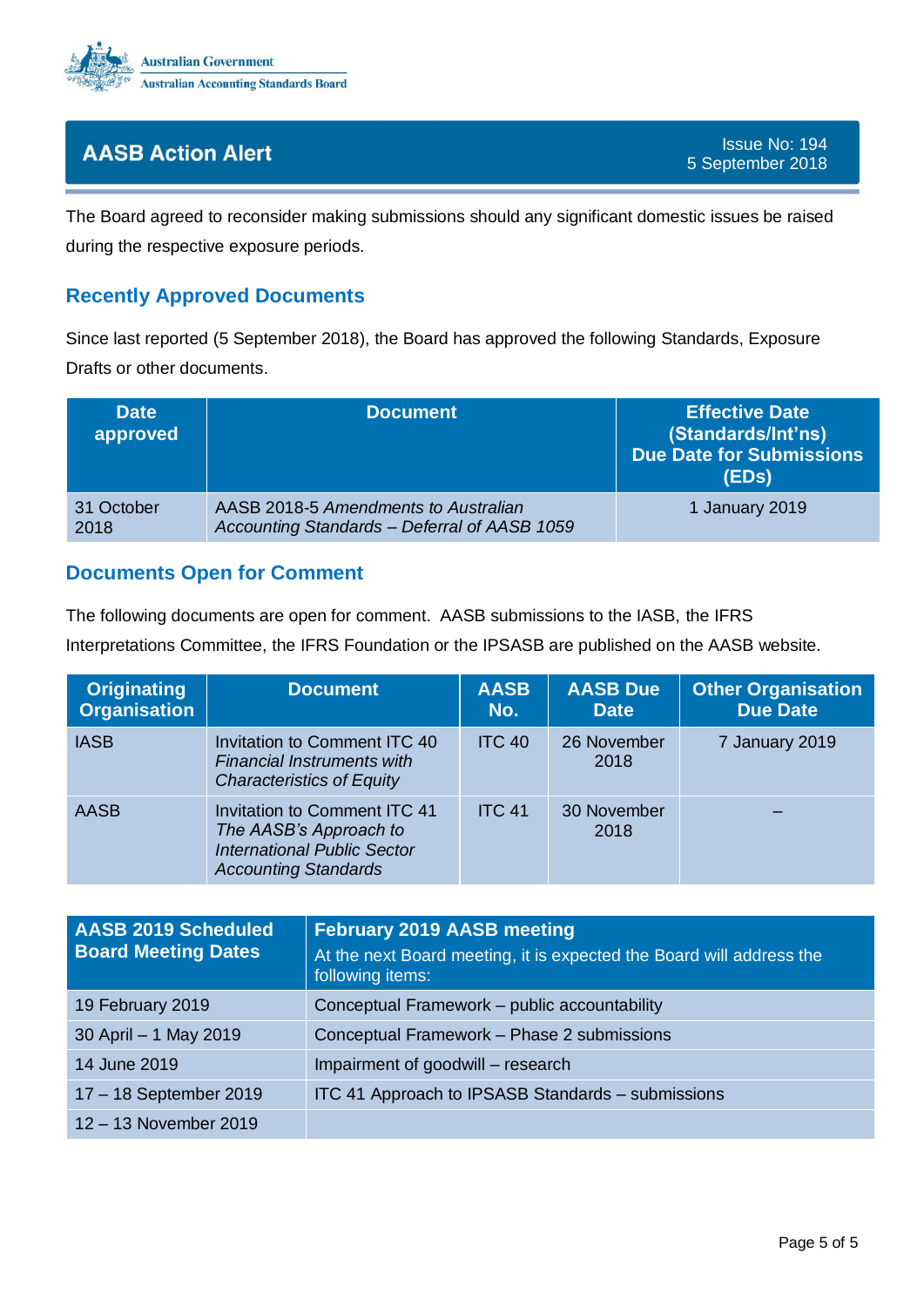The Board agreed to reconsider making submissions should any significant domestic issues be raised during the respective exposure periods.

## Recently Approved Documents

Since last reported (5 September 2018), the Board has approved the following Standards, Exposure Drafts or other documents.

| Date approved | Document | Effective Date (Standards/Int'ns) Due Date for Submissions (EDs) |
|---|---|---|
| 31 October 2018 | AASB 2018-5 *Amendments to Australian Accounting Standards – Deferral of AASB 1059* | 1 January 2019 |

## Documents Open for Comment

The following documents are open for comment. AASB submissions to the IASB, the IFRS Interpretations Committee, the IFRS Foundation or the IPSASB are published on the AASB website.

| Originating Organisation | Document | AASB No. | AASB Due Date | Other Organisation Due Date |
|---|---|---|---|---|
| IASB | Invitation to Comment ITC 40 *Financial Instruments with Characteristics of Equity* | ITC 40 | 26 November 2018 | 7 January 2019 |
| AASB | Invitation to Comment ITC 41 *The AASB's Approach to International Public Sector Accounting Standards* | ITC 41 | 30 November 2018 | – |

| AASB 2019 Scheduled Board Meeting Dates | February 2019 AASB meeting<br>At the next Board meeting, it is expected the Board will address the following items: |
|---|---|
| 19 February 2019 | Conceptual Framework – public accountability |
| 30 April – 1 May 2019 | Conceptual Framework – Phase 2 submissions |
| 14 June 2019 | Impairment of goodwill – research |
| 17 – 18 September 2019 | ITC 41 Approach to IPSASB Standards – submissions |
| 12 – 13 November 2019 | |